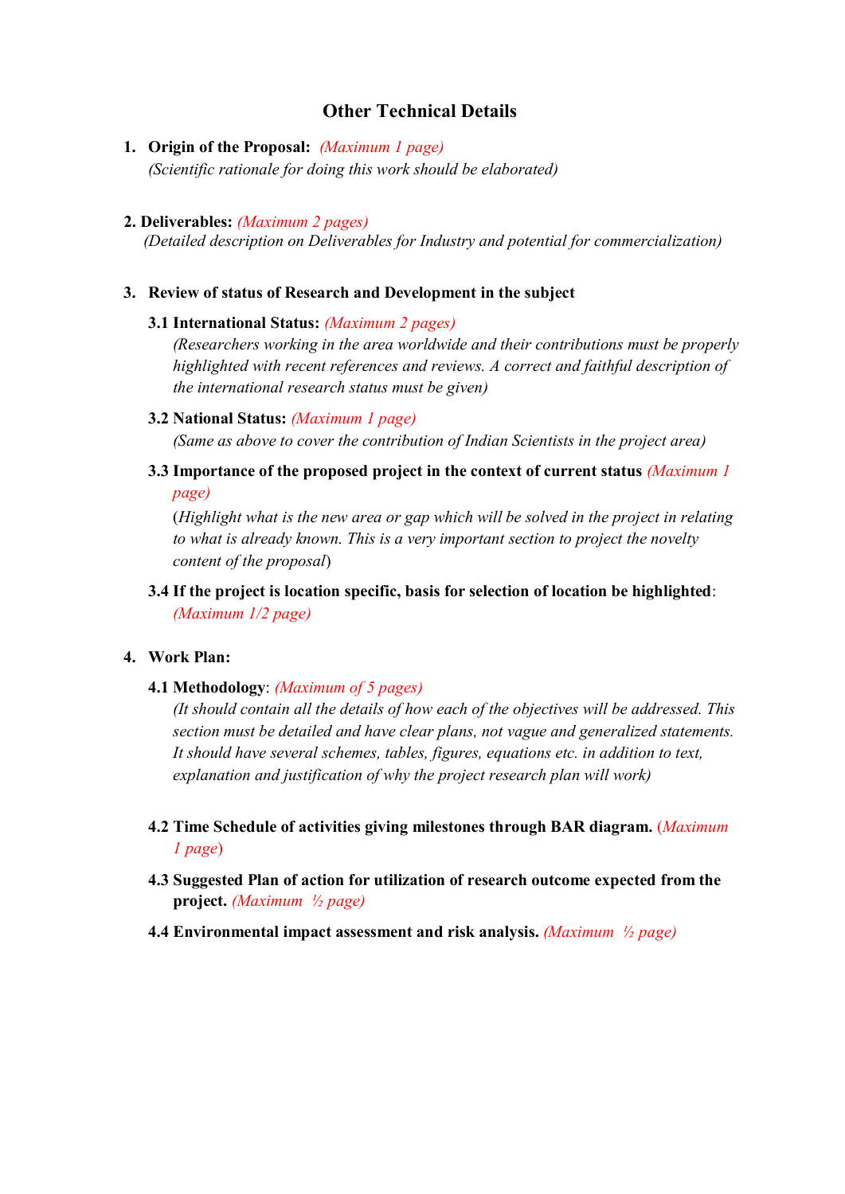# Other Technical Details

1. **Origin of the Proposal:** *(Maximum 1 page)*
   *(Scientific rationale for doing this work should be elaborated)*

2. **Deliverables:** *(Maximum 2 pages)*
   *(Detailed description on Deliverables for Industry and potential for commercialization)*

3. **Review of status of Research and Development in the subject**

   **3.1 International Status:** *(Maximum 2 pages)*
   *(Researchers working in the area worldwide and their contributions must be properly highlighted with recent references and reviews. A correct and faithful description of the international research status must be given)*

   **3.2 National Status:** *(Maximum 1 page)*
   *(Same as above to cover the contribution of Indian Scientists in the project area)*

   **3.3 Importance of the proposed project in the context of current status** *(Maximum 1 page)*
   (*Highlight what is the new area or gap which will be solved in the project in relating to what is already known. This is a very important section to project the novelty content of the proposal*)

   **3.4 If the project is location specific, basis for selection of location be highlighted**: *(Maximum 1/2 page)*

4. **Work Plan:**

   **4.1 Methodology**: *(Maximum of 5 pages)*
   *(It should contain all the details of how each of the objectives will be addressed. This section must be detailed and have clear plans, not vague and generalized statements. It should have several schemes, tables, figures, equations etc. in addition to text, explanation and justification of why the project research plan will work)*

   **4.2 Time Schedule of activities giving milestones through BAR diagram.** (*Maximum 1 page*)

   **4.3 Suggested Plan of action for utilization of research outcome expected from the project.** *(Maximum ½ page)*

   **4.4 Environmental impact assessment and risk analysis.** *(Maximum ½ page)*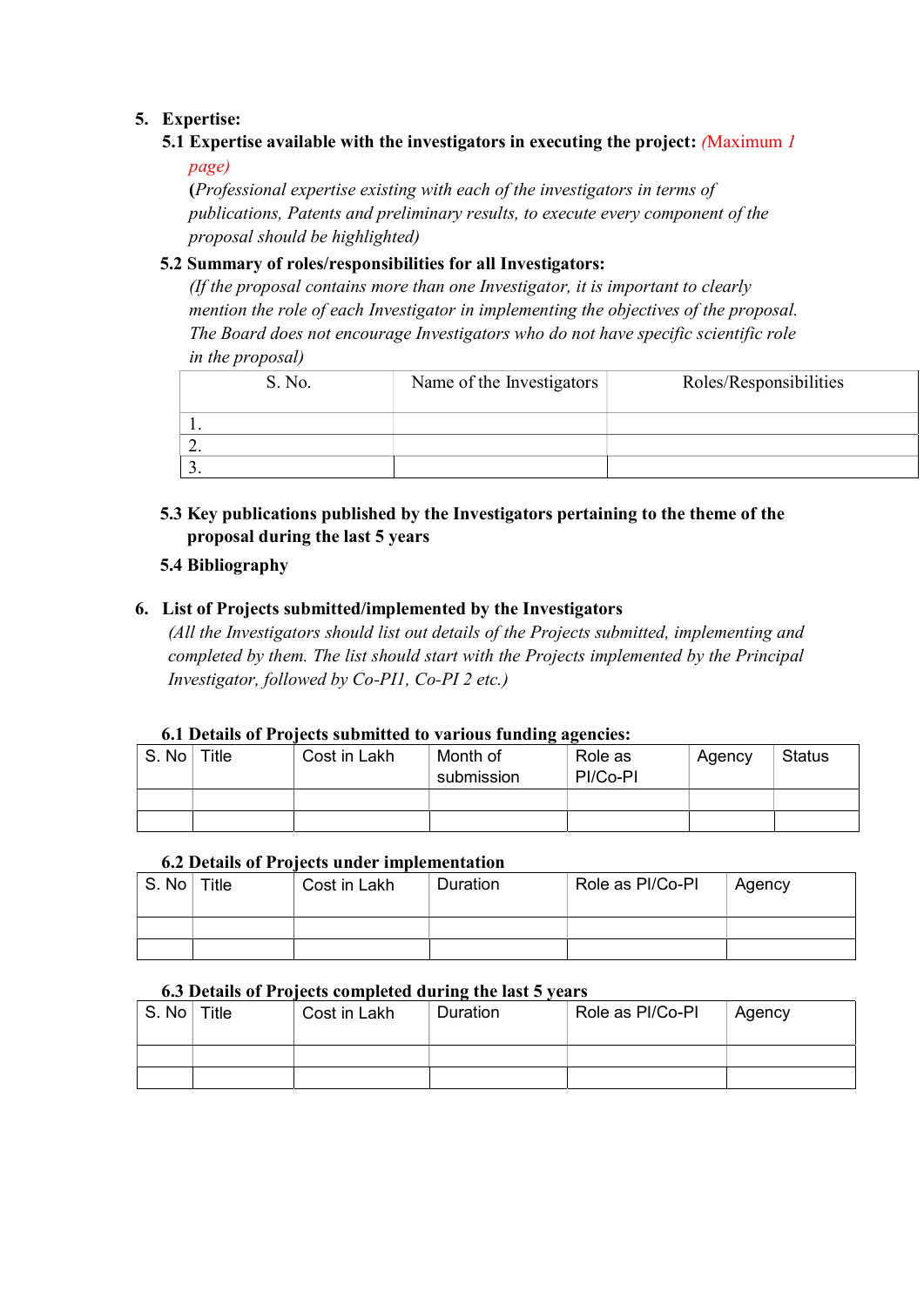## 5. Expertise:

### 5.1 Expertise available with the investigators in executing the project: (Maximum 1 page)

(*Professional expertise existing with each of the investigators in terms of publications, Patents and preliminary results, to execute every component of the proposal should be highlighted)*

### 5.2 Summary of roles/responsibilities for all Investigators:

*(If the proposal contains more than one Investigator, it is important to clearly mention the role of each Investigator in implementing the objectives of the proposal. The Board does not encourage Investigators who do not have specific scientific role in the proposal)*

| S. No. | Name of the Investigators | Roles/Responsibilities |
|---|---|---|
| 1. | | |
| 2. | | |
| 3. | | |

### 5.3 Key publications published by the Investigators pertaining to the theme of the proposal during the last 5 years

### 5.4 Bibliography

## 6. List of Projects submitted/implemented by the Investigators

*(All the Investigators should list out details of the Projects submitted, implementing and completed by them. The list should start with the Projects implemented by the Principal Investigator, followed by Co-PI1, Co-PI 2 etc.)*

### 6.1 Details of Projects submitted to various funding agencies:

| S. No | Title | Cost in Lakh | Month of submission | Role as PI/Co-PI | Agency | Status |
|---|---|---|---|---|---|---|
| | | | | | | |
| | | | | | | |

### 6.2 Details of Projects under implementation

| S. No | Title | Cost in Lakh | Duration | Role as PI/Co-PI | Agency |
|---|---|---|---|---|---|
| | | | | | |
| | | | | | |

### 6.3 Details of Projects completed during the last 5 years

| S. No | Title | Cost in Lakh | Duration | Role as PI/Co-PI | Agency |
|---|---|---|---|---|---|
| | | | | | |
| | | | | | |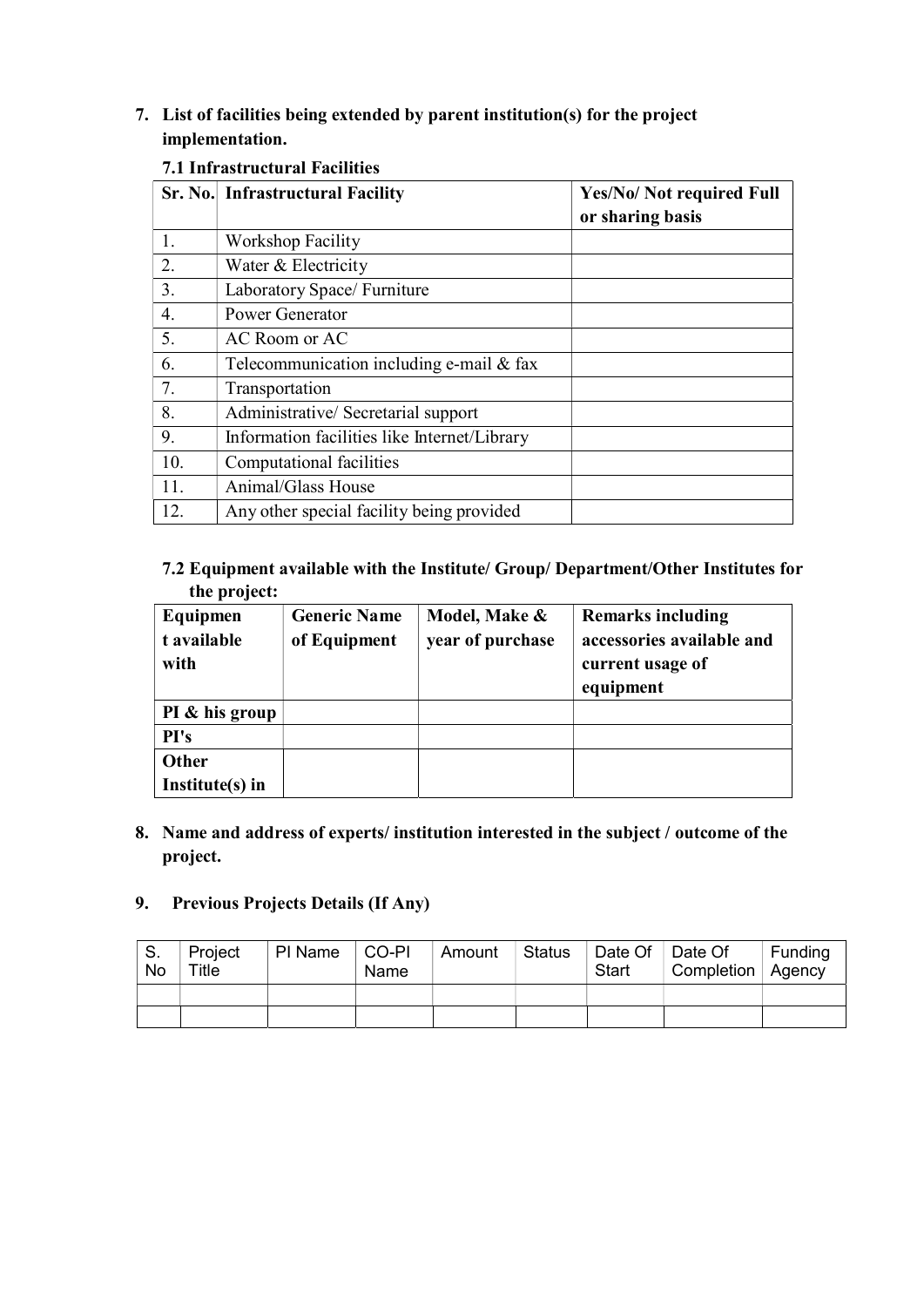7. **List of facilities being extended by parent institution(s) for the project implementation.**

**7.1 Infrastructural Facilities**

| Sr. No. | Infrastructural Facility | Yes/No/ Not required Full or sharing basis |
|---|---|---|
| 1. | Workshop Facility | |
| 2. | Water & Electricity | |
| 3. | Laboratory Space/ Furniture | |
| 4. | Power Generator | |
| 5. | AC Room or AC | |
| 6. | Telecommunication including e-mail & fax | |
| 7. | Transportation | |
| 8. | Administrative/ Secretarial support | |
| 9. | Information facilities like Internet/Library | |
| 10. | Computational facilities | |
| 11. | Animal/Glass House | |
| 12. | Any other special facility being provided | |

**7.2 Equipment available with the Institute/ Group/ Department/Other Institutes for the project:**

| Equipment available with | Generic Name of Equipment | Model, Make & year of purchase | Remarks including accessories available and current usage of equipment |
|---|---|---|---|
| **PI & his group** | | | |
| **PI's** | | | |
| **Other Institute(s) in** | | | |

8. **Name and address of experts/ institution interested in the subject / outcome of the project.**

9. **Previous Projects Details (If Any)**

| S. No | Project Title | PI Name | CO-PI Name | Amount | Status | Date Of Start | Date Of Completion | Funding Agency |
|---|---|---|---|---|---|---|---|---|
| | | | | | | | | |
| | | | | | | | | |